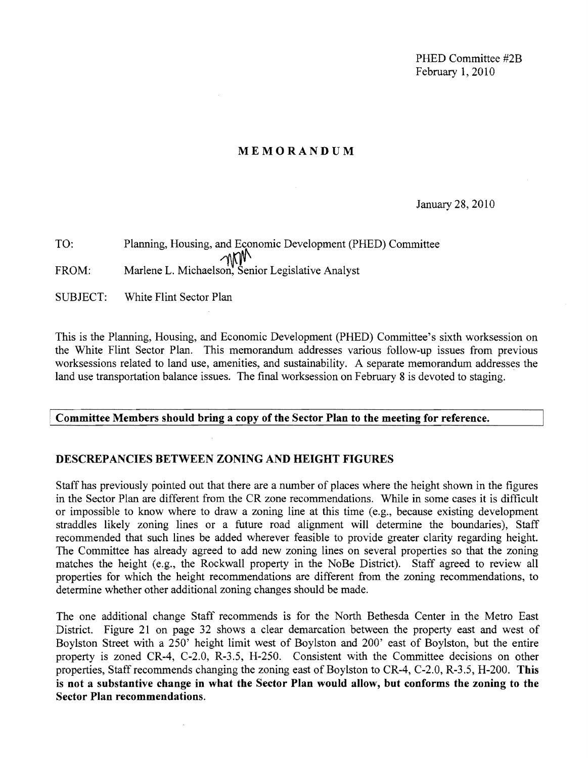PHED Committee #2B
February 1, 2010

# MEMORANDUM

January 28, 2010

TO: Planning, Housing, and Economic Development (PHED) Committee

FROM: Marlene L. Michaelson, Senior Legislative Analyst

SUBJECT: White Flint Sector Plan

This is the Planning, Housing, and Economic Development (PHED) Committee's sixth worksession on the White Flint Sector Plan. This memorandum addresses various follow-up issues from previous worksessions related to land use, amenities, and sustainability. A separate memorandum addresses the land use transportation balance issues. The final worksession on February 8 is devoted to staging.

**Committee Members should bring a copy of the Sector Plan to the meeting for reference.**

## DESCREPANCIES BETWEEN ZONING AND HEIGHT FIGURES

Staff has previously pointed out that there are a number of places where the height shown in the figures in the Sector Plan are different from the CR zone recommendations. While in some cases it is difficult or impossible to know where to draw a zoning line at this time (e.g., because existing development straddles likely zoning lines or a future road alignment will determine the boundaries), Staff recommended that such lines be added wherever feasible to provide greater clarity regarding height. The Committee has already agreed to add new zoning lines on several properties so that the zoning matches the height (e.g., the Rockwall property in the NoBe District). Staff agreed to review all properties for which the height recommendations are different from the zoning recommendations, to determine whether other additional zoning changes should be made.

The one additional change Staff recommends is for the North Bethesda Center in the Metro East District. Figure 21 on page 32 shows a clear demarcation between the property east and west of Boylston Street with a 250' height limit west of Boylston and 200' east of Boylston, but the entire property is zoned CR-4, C-2.0, R-3.5, H-250. Consistent with the Committee decisions on other properties, Staff recommends changing the zoning east of Boylston to CR-4, C-2.0, R-3.5, H-200. **This is not a substantive change in what the Sector Plan would allow, but conforms the zoning to the Sector Plan recommendations.**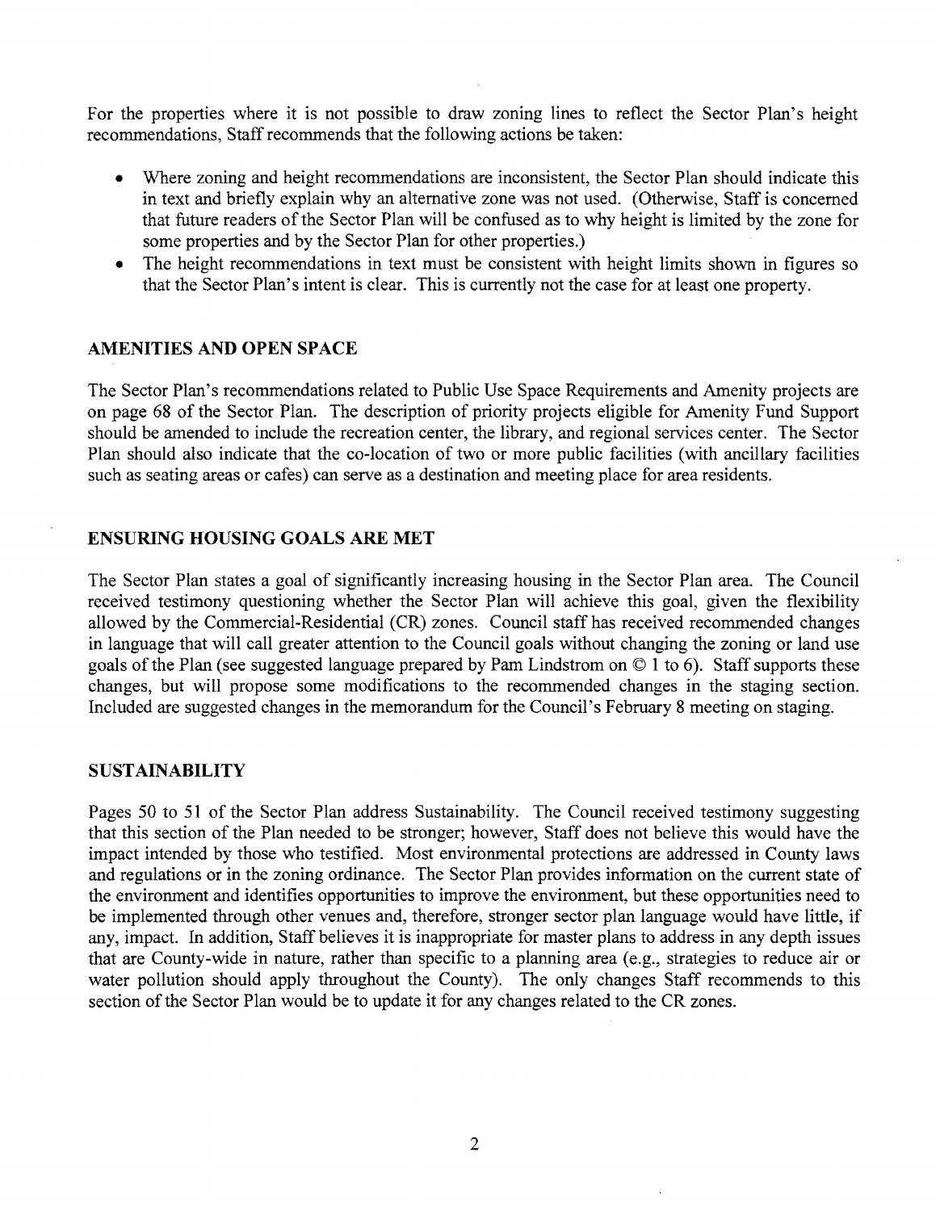For the properties where it is not possible to draw zoning lines to reflect the Sector Plan's height recommendations, Staff recommends that the following actions be taken:

- Where zoning and height recommendations are inconsistent, the Sector Plan should indicate this in text and briefly explain why an alternative zone was not used. (Otherwise, Staff is concerned that future readers of the Sector Plan will be confused as to why height is limited by the zone for some properties and by the Sector Plan for other properties.)
- The height recommendations in text must be consistent with height limits shown in figures so that the Sector Plan's intent is clear. This is currently not the case for at least one property.

## AMENITIES AND OPEN SPACE

The Sector Plan's recommendations related to Public Use Space Requirements and Amenity projects are on page 68 of the Sector Plan. The description of priority projects eligible for Amenity Fund Support should be amended to include the recreation center, the library, and regional services center. The Sector Plan should also indicate that the co-location of two or more public facilities (with ancillary facilities such as seating areas or cafes) can serve as a destination and meeting place for area residents.

## ENSURING HOUSING GOALS ARE MET

The Sector Plan states a goal of significantly increasing housing in the Sector Plan area. The Council received testimony questioning whether the Sector Plan will achieve this goal, given the flexibility allowed by the Commercial-Residential (CR) zones. Council staff has received recommended changes in language that will call greater attention to the Council goals without changing the zoning or land use goals of the Plan (see suggested language prepared by Pam Lindstrom on © 1 to 6). Staff supports these changes, but will propose some modifications to the recommended changes in the staging section. Included are suggested changes in the memorandum for the Council's February 8 meeting on staging.

## SUSTAINABILITY

Pages 50 to 51 of the Sector Plan address Sustainability. The Council received testimony suggesting that this section of the Plan needed to be stronger; however, Staff does not believe this would have the impact intended by those who testified. Most environmental protections are addressed in County laws and regulations or in the zoning ordinance. The Sector Plan provides information on the current state of the environment and identifies opportunities to improve the environment, but these opportunities need to be implemented through other venues and, therefore, stronger sector plan language would have little, if any, impact. In addition, Staff believes it is inappropriate for master plans to address in any depth issues that are County-wide in nature, rather than specific to a planning area (e.g., strategies to reduce air or water pollution should apply throughout the County). The only changes Staff recommends to this section of the Sector Plan would be to update it for any changes related to the CR zones.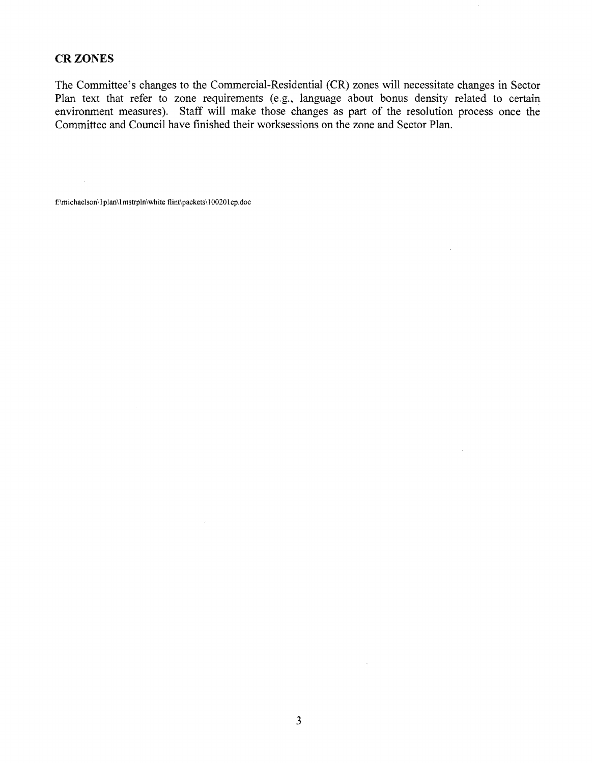## CR ZONES

The Committee's changes to the Commercial-Residential (CR) zones will necessitate changes in Sector Plan text that refer to zone requirements (e.g., language about bonus density related to certain environment measures). Staff will make those changes as part of the resolution process once the Committee and Council have finished their worksessions on the zone and Sector Plan.

f:\michaelson\1plan\1mstrpln\white flint\packets\100201cp.doc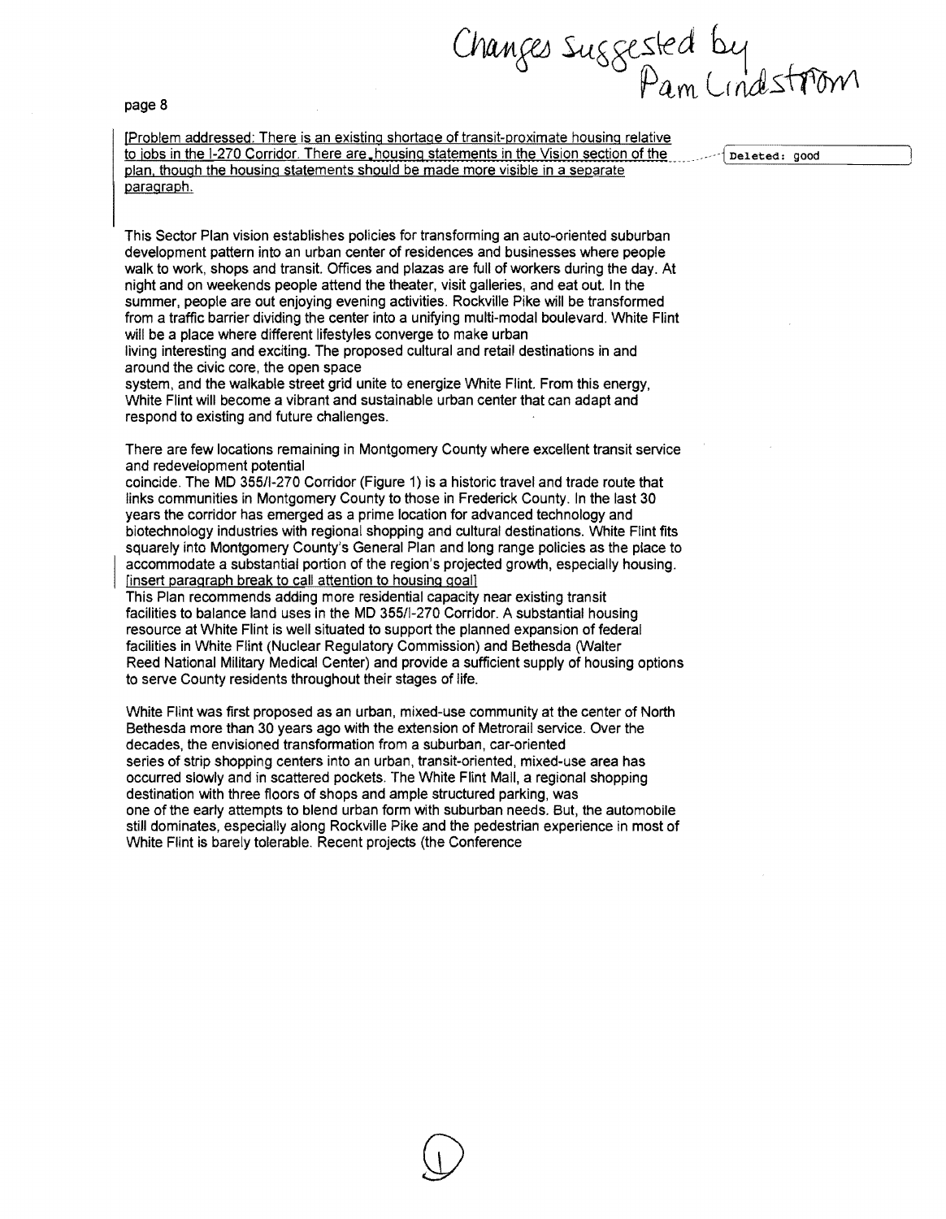Changes Suggested by Pam Lindstrom

page 8

[Problem addressed: There is an existing shortage of transit-proximate housing relative to jobs in the I-270 Corridor. There are housing statements in the Vision section of the plan, though the housing statements should be made more visible in a separate paragraph.

Deleted: good

This Sector Plan vision establishes policies for transforming an auto-oriented suburban development pattern into an urban center of residences and businesses where people walk to work, shops and transit. Offices and plazas are full of workers during the day. At night and on weekends people attend the theater, visit galleries, and eat out. In the summer, people are out enjoying evening activities. Rockville Pike will be transformed from a traffic barrier dividing the center into a unifying multi-modal boulevard. White Flint will be a place where different lifestyles converge to make urban living interesting and exciting. The proposed cultural and retail destinations in and around the civic core, the open space system, and the walkable street grid unite to energize White Flint. From this energy, White Flint will become a vibrant and sustainable urban center that can adapt and respond to existing and future challenges.

There are few locations remaining in Montgomery County where excellent transit service and redevelopment potential coincide. The MD 355/I-270 Corridor (Figure 1) is a historic travel and trade route that links communities in Montgomery County to those in Frederick County. In the last 30 years the corridor has emerged as a prime location for advanced technology and biotechnology industries with regional shopping and cultural destinations. White Flint fits squarely into Montgomery County's General Plan and long range policies as the place to accommodate a substantial portion of the region's projected growth, especially housing. [insert paragraph break to call attention to housing goal]

This Plan recommends adding more residential capacity near existing transit facilities to balance land uses in the MD 355/I-270 Corridor. A substantial housing resource at White Flint is well situated to support the planned expansion of federal facilities in White Flint (Nuclear Regulatory Commission) and Bethesda (Walter Reed National Military Medical Center) and provide a sufficient supply of housing options to serve County residents throughout their stages of life.

White Flint was first proposed as an urban, mixed-use community at the center of North Bethesda more than 30 years ago with the extension of Metrorail service. Over the decades, the envisioned transformation from a suburban, car-oriented series of strip shopping centers into an urban, transit-oriented, mixed-use area has occurred slowly and in scattered pockets. The White Flint Mall, a regional shopping destination with three floors of shops and ample structured parking, was one of the early attempts to blend urban form with suburban needs. But, the automobile still dominates, especially along Rockville Pike and the pedestrian experience in most of White Flint is barely tolerable. Recent projects (the Conference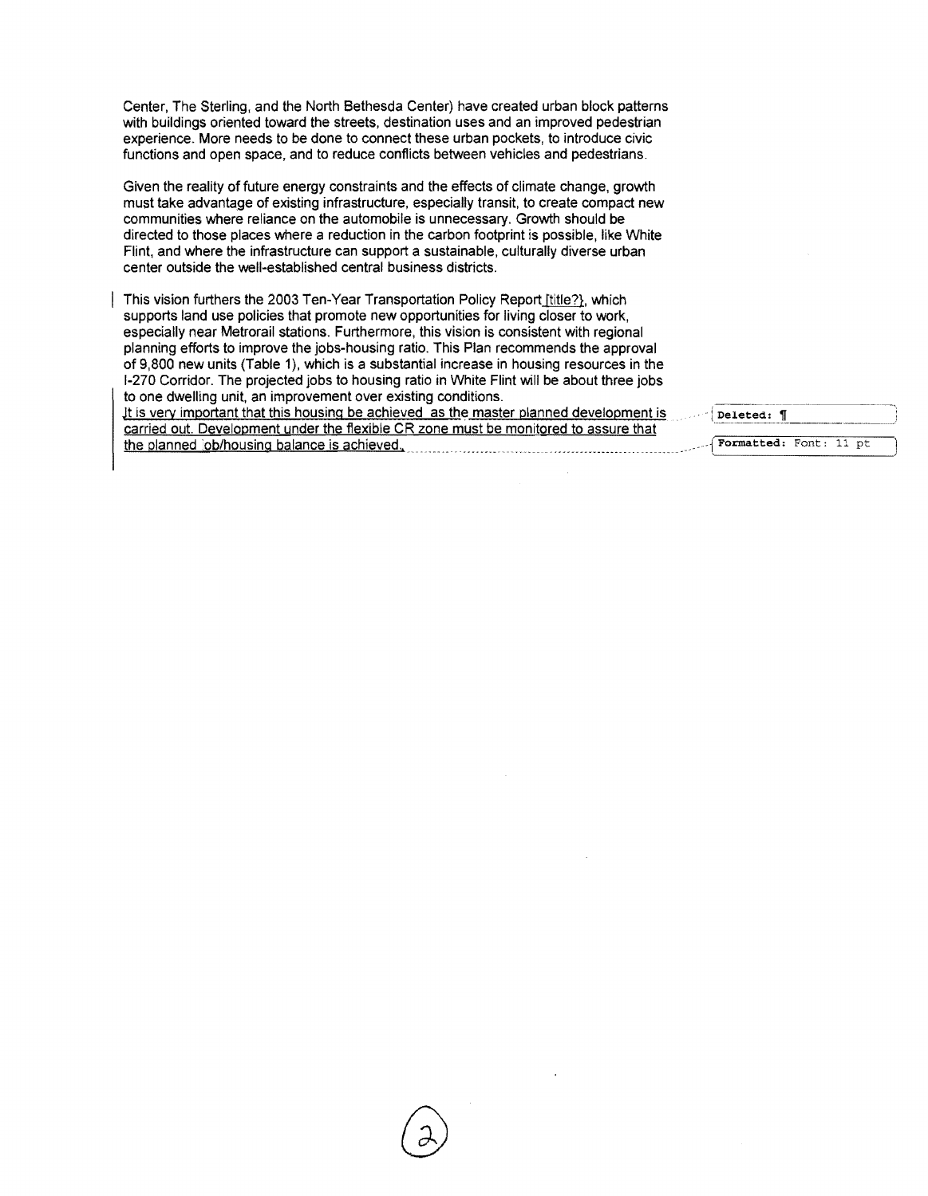Center, The Sterling, and the North Bethesda Center) have created urban block patterns with buildings oriented toward the streets, destination uses and an improved pedestrian experience. More needs to be done to connect these urban pockets, to introduce civic functions and open space, and to reduce conflicts between vehicles and pedestrians.

Given the reality of future energy constraints and the effects of climate change, growth must take advantage of existing infrastructure, especially transit, to create compact new communities where reliance on the automobile is unnecessary. Growth should be directed to those places where a reduction in the carbon footprint is possible, like White Flint, and where the infrastructure can support a sustainable, culturally diverse urban center outside the well-established central business districts.

This vision furthers the 2003 Ten-Year Transportation Policy Report [title?], which supports land use policies that promote new opportunities for living closer to work, especially near Metrorail stations. Furthermore, this vision is consistent with regional planning efforts to improve the jobs-housing ratio. This Plan recommends the approval of 9,800 new units (Table 1), which is a substantial increase in housing resources in the I-270 Corridor. The projected jobs to housing ratio in White Flint will be about three jobs to one dwelling unit, an improvement over existing conditions.
It is very important that this housing be achieved as the master planned development is carried out. Development under the flexible CR zone must be monitored to assure that the planned job/housing balance is achieved.

Deleted: ¶

Formatted: Font: 11 pt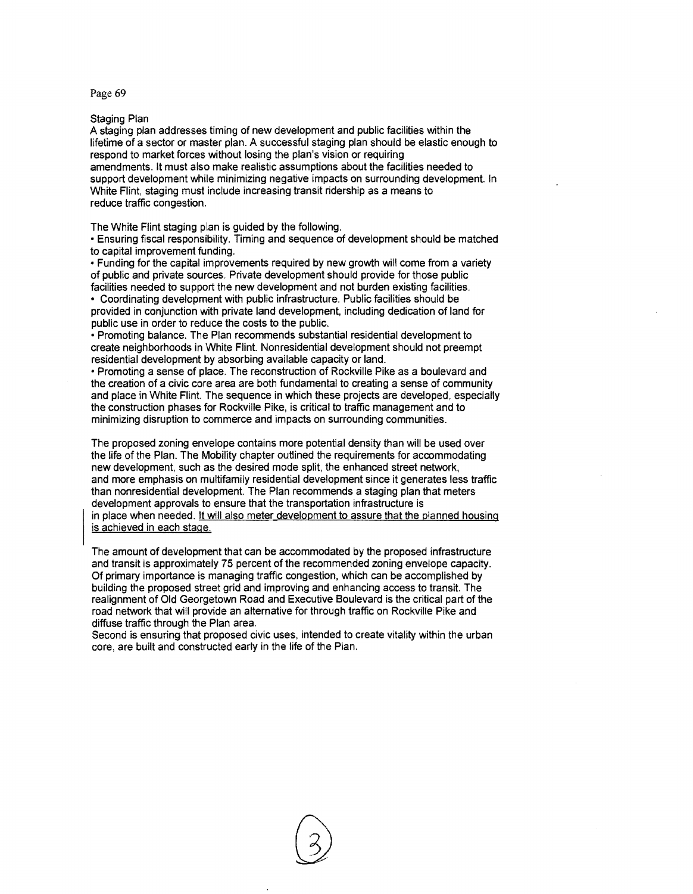Page 69

## Staging Plan

A staging plan addresses timing of new development and public facilities within the lifetime of a sector or master plan. A successful staging plan should be elastic enough to respond to market forces without losing the plan's vision or requiring amendments. It must also make realistic assumptions about the facilities needed to support development while minimizing negative impacts on surrounding development. In White Flint, staging must include increasing transit ridership as a means to reduce traffic congestion.

The White Flint staging plan is guided by the following.

- Ensuring fiscal responsibility. Timing and sequence of development should be matched to capital improvement funding.
- Funding for the capital improvements required by new growth will come from a variety of public and private sources. Private development should provide for those public facilities needed to support the new development and not burden existing facilities.
- Coordinating development with public infrastructure. Public facilities should be provided in conjunction with private land development, including dedication of land for public use in order to reduce the costs to the public.
- Promoting balance. The Plan recommends substantial residential development to create neighborhoods in White Flint. Nonresidential development should not preempt residential development by absorbing available capacity or land.
- Promoting a sense of place. The reconstruction of Rockville Pike as a boulevard and the creation of a civic core area are both fundamental to creating a sense of community and place in White Flint. The sequence in which these projects are developed, especially the construction phases for Rockville Pike, is critical to traffic management and to minimizing disruption to commerce and impacts on surrounding communities.

The proposed zoning envelope contains more potential density than will be used over the life of the Plan. The Mobility chapter outlined the requirements for accommodating new development, such as the desired mode split, the enhanced street network, and more emphasis on multifamily residential development since it generates less traffic than nonresidential development. The Plan recommends a staging plan that meters development approvals to ensure that the transportation infrastructure is in place when needed. <u>It will also meter development to assure that the planned housing is achieved in each stage.</u>

The amount of development that can be accommodated by the proposed infrastructure and transit is approximately 75 percent of the recommended zoning envelope capacity. Of primary importance is managing traffic congestion, which can be accomplished by building the proposed street grid and improving and enhancing access to transit. The realignment of Old Georgetown Road and Executive Boulevard is the critical part of the road network that will provide an alternative for through traffic on Rockville Pike and diffuse traffic through the Plan area.

Second is ensuring that proposed civic uses, intended to create vitality within the urban core, are built and constructed early in the life of the Plan.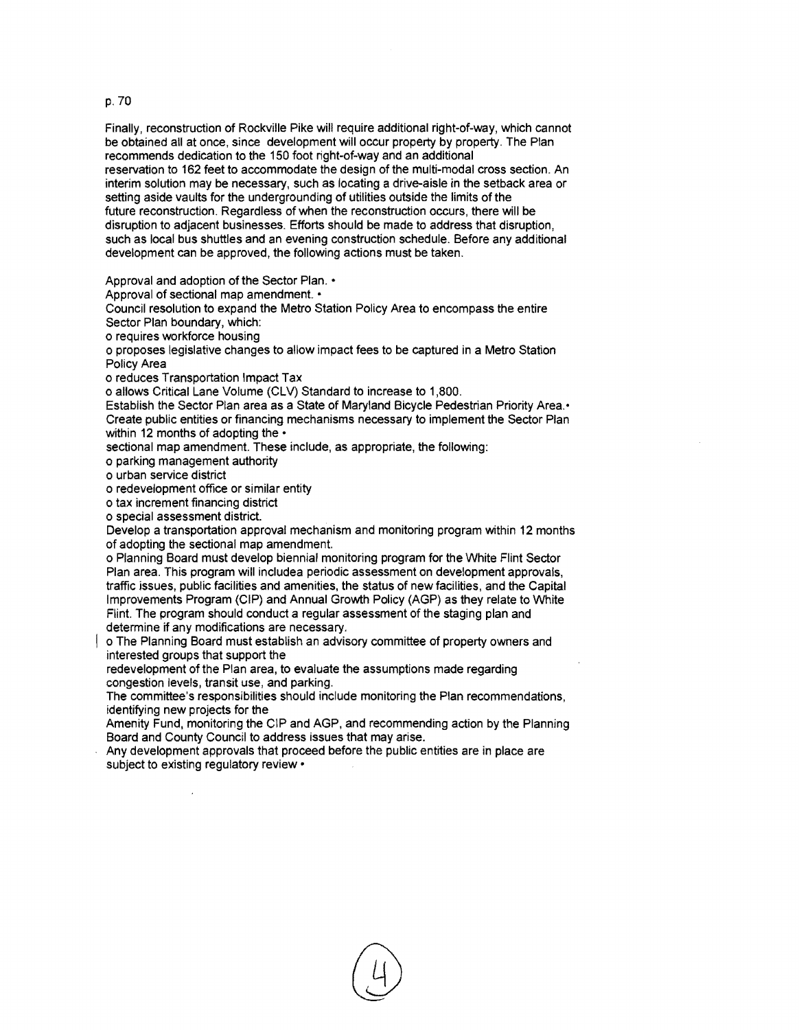p. 70

Finally, reconstruction of Rockville Pike will require additional right-of-way, which cannot be obtained all at once, since development will occur property by property. The Plan recommends dedication to the 150 foot right-of-way and an additional reservation to 162 feet to accommodate the design of the multi-modal cross section. An interim solution may be necessary, such as locating a drive-aisle in the setback area or setting aside vaults for the undergrounding of utilities outside the limits of the future reconstruction. Regardless of when the reconstruction occurs, there will be disruption to adjacent businesses. Efforts should be made to address that disruption, such as local bus shuttles and an evening construction schedule. Before any additional development can be approved, the following actions must be taken.

Approval and adoption of the Sector Plan. •
Approval of sectional map amendment. •
Council resolution to expand the Metro Station Policy Area to encompass the entire Sector Plan boundary, which:
o requires workforce housing
o proposes legislative changes to allow impact fees to be captured in a Metro Station Policy Area
o reduces Transportation Impact Tax
o allows Critical Lane Volume (CLV) Standard to increase to 1,800.
Establish the Sector Plan area as a State of Maryland Bicycle Pedestrian Priority Area.•
Create public entities or financing mechanisms necessary to implement the Sector Plan within 12 months of adopting the •
sectional map amendment. These include, as appropriate, the following:
o parking management authority
o urban service district
o redevelopment office or similar entity
o tax increment financing district
o special assessment district.
Develop a transportation approval mechanism and monitoring program within 12 months of adopting the sectional map amendment.
o Planning Board must develop biennial monitoring program for the White Flint Sector Plan area. This program will includea periodic assessment on development approvals, traffic issues, public facilities and amenities, the status of new facilities, and the Capital Improvements Program (CIP) and Annual Growth Policy (AGP) as they relate to White Flint. The program should conduct a regular assessment of the staging plan and determine if any modifications are necessary.
o The Planning Board must establish an advisory committee of property owners and interested groups that support the
redevelopment of the Plan area, to evaluate the assumptions made regarding congestion levels, transit use, and parking.
The committee's responsibilities should include monitoring the Plan recommendations, identifying new projects for the
Amenity Fund, monitoring the CIP and AGP, and recommending action by the Planning Board and County Council to address issues that may arise.
Any development approvals that proceed before the public entities are in place are subject to existing regulatory review •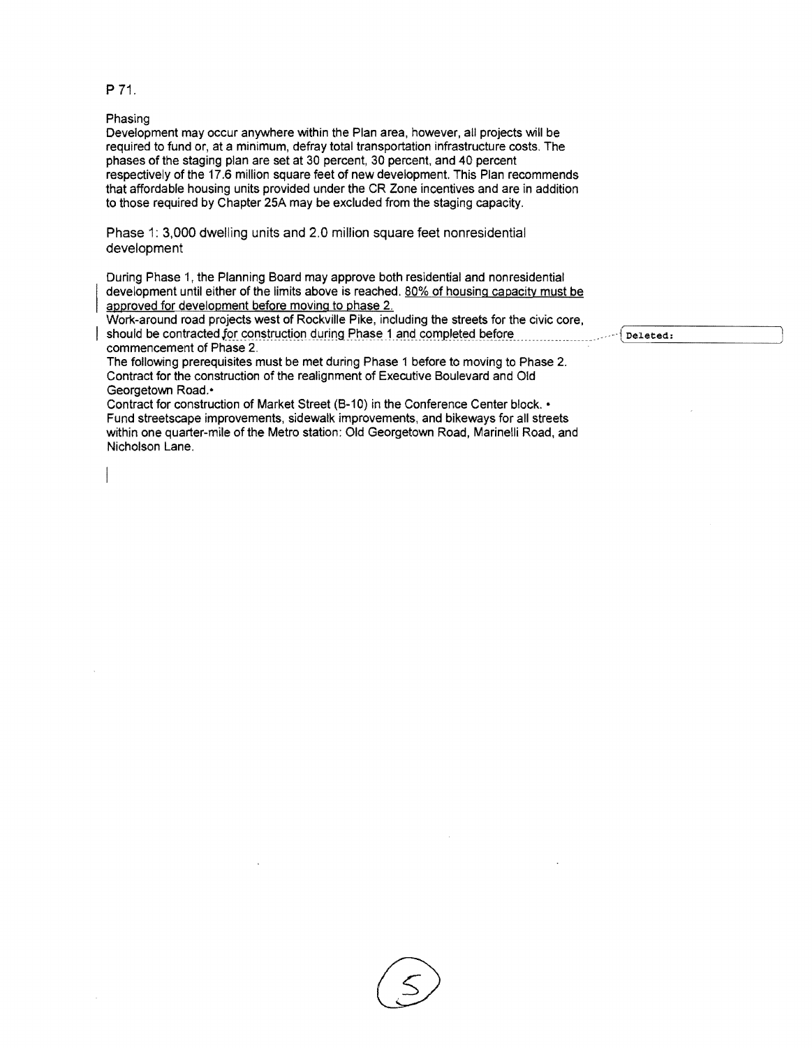P 71.

Phasing

Development may occur anywhere within the Plan area, however, all projects will be required to fund or, at a minimum, defray total transportation infrastructure costs. The phases of the staging plan are set at 30 percent, 30 percent, and 40 percent respectively of the 17.6 million square feet of new development. This Plan recommends that affordable housing units provided under the CR Zone incentives and are in addition to those required by Chapter 25A may be excluded from the staging capacity.

Phase 1: 3,000 dwelling units and 2.0 million square feet nonresidential development

During Phase 1, the Planning Board may approve both residential and nonresidential development until either of the limits above is reached. 80% of housing capacity must be approved for development before moving to phase 2.

Work-around road projects west of Rockville Pike, including the streets for the civic core, should be contracted for construction during Phase 1 and completed before commencement of Phase 2.

Deleted:

The following prerequisites must be met during Phase 1 before to moving to Phase 2.

Contract for the construction of the realignment of Executive Boulevard and Old Georgetown Road.•

Contract for construction of Market Street (B-10) in the Conference Center block. •

Fund streetscape improvements, sidewalk improvements, and bikeways for all streets within one quarter-mile of the Metro station: Old Georgetown Road, Marinelli Road, and Nicholson Lane.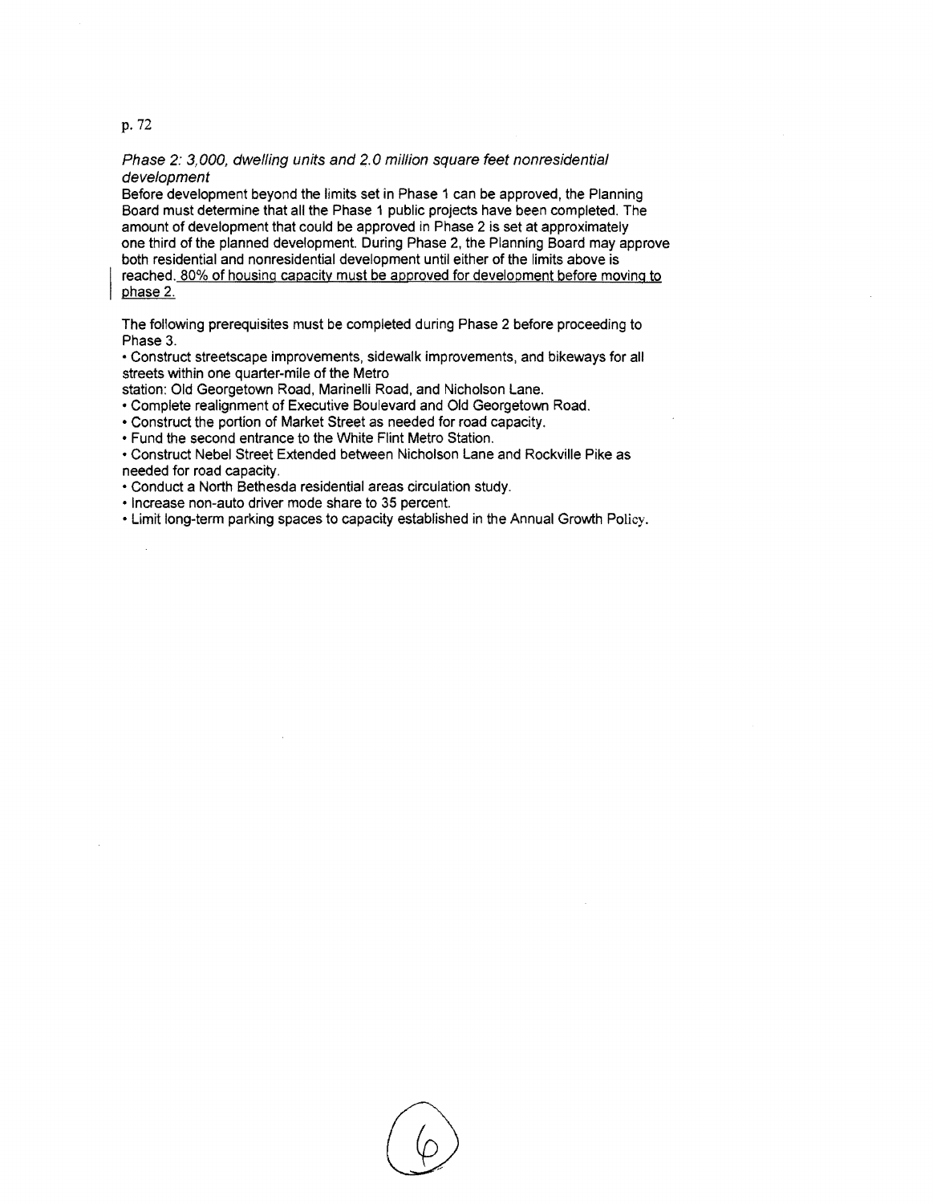p. 72

*Phase 2: 3,000, dwelling units and 2.0 million square feet nonresidential development*

Before development beyond the limits set in Phase 1 can be approved, the Planning Board must determine that all the Phase 1 public projects have been completed. The amount of development that could be approved in Phase 2 is set at approximately one third of the planned development. During Phase 2, the Planning Board may approve both residential and nonresidential development until either of the limits above is reached. <u>80% of housing capacity must be approved for development before moving to phase 2.</u>

The following prerequisites must be completed during Phase 2 before proceeding to Phase 3.

- Construct streetscape improvements, sidewalk improvements, and bikeways for all streets within one quarter-mile of the Metro station: Old Georgetown Road, Marinelli Road, and Nicholson Lane.
- Complete realignment of Executive Boulevard and Old Georgetown Road.
- Construct the portion of Market Street as needed for road capacity.
- Fund the second entrance to the White Flint Metro Station.
- Construct Nebel Street Extended between Nicholson Lane and Rockville Pike as needed for road capacity.
- Conduct a North Bethesda residential areas circulation study.
- Increase non-auto driver mode share to 35 percent.
- Limit long-term parking spaces to capacity established in the Annual Growth Policy.